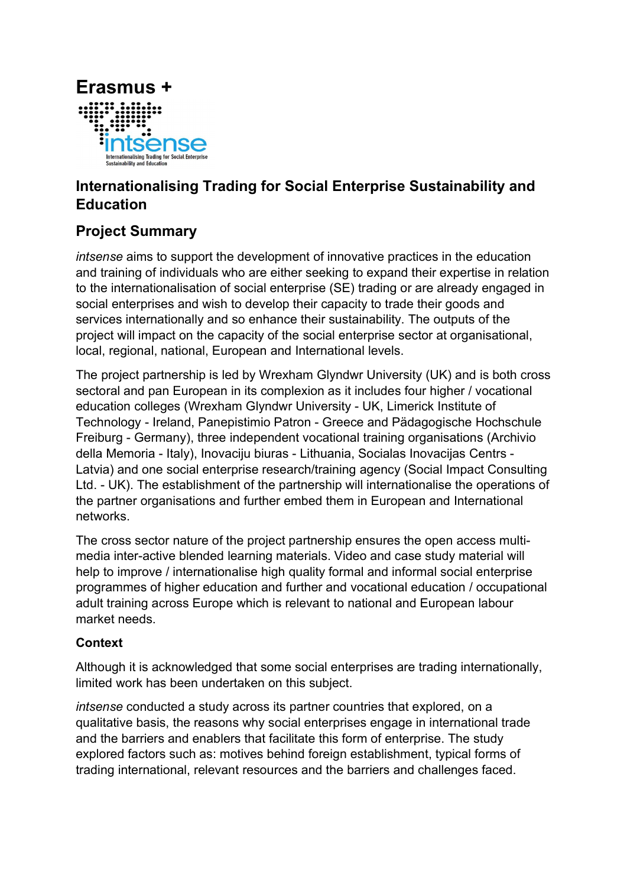# Erasmus +

intsense
Internationalising Trading for Social Enterprise Sustainability and Education

## Internationalising Trading for Social Enterprise Sustainability and Education

## Project Summary

*intsense* aims to support the development of innovative practices in the education and training of individuals who are either seeking to expand their expertise in relation to the internationalisation of social enterprise (SE) trading or are already engaged in social enterprises and wish to develop their capacity to trade their goods and services internationally and so enhance their sustainability. The outputs of the project will impact on the capacity of the social enterprise sector at organisational, local, regional, national, European and International levels.

The project partnership is led by Wrexham Glyndwr University (UK) and is both cross sectoral and pan European in its complexion as it includes four higher / vocational education colleges (Wrexham Glyndwr University - UK, Limerick Institute of Technology - Ireland, Panepistimio Patron - Greece and Pädagogische Hochschule Freiburg - Germany), three independent vocational training organisations (Archivio della Memoria - Italy), Inovaciju biuras - Lithuania, Socialas Inovacijas Centrs - Latvia) and one social enterprise research/training agency (Social Impact Consulting Ltd. - UK). The establishment of the partnership will internationalise the operations of the partner organisations and further embed them in European and International networks.

The cross sector nature of the project partnership ensures the open access multi-media inter-active blended learning materials. Video and case study material will help to improve / internationalise high quality formal and informal social enterprise programmes of higher education and further and vocational education / occupational adult training across Europe which is relevant to national and European labour market needs.

### Context

Although it is acknowledged that some social enterprises are trading internationally, limited work has been undertaken on this subject.

*intsense* conducted a study across its partner countries that explored, on a qualitative basis, the reasons why social enterprises engage in international trade and the barriers and enablers that facilitate this form of enterprise. The study explored factors such as: motives behind foreign establishment, typical forms of trading international, relevant resources and the barriers and challenges faced.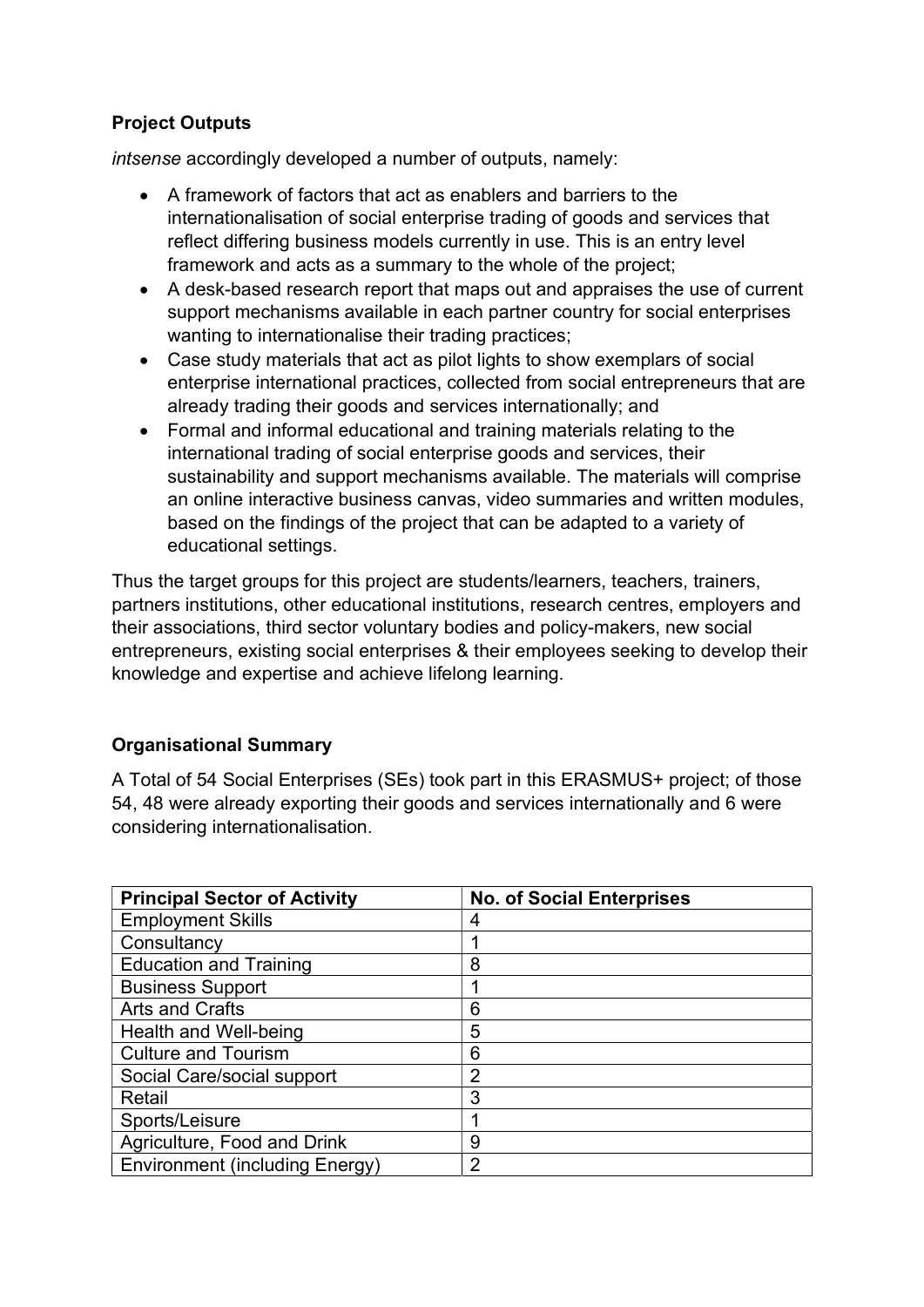**Project Outputs**

*intsense* accordingly developed a number of outputs, namely:

- A framework of factors that act as enablers and barriers to the internationalisation of social enterprise trading of goods and services that reflect differing business models currently in use. This is an entry level framework and acts as a summary to the whole of the project;
- A desk-based research report that maps out and appraises the use of current support mechanisms available in each partner country for social enterprises wanting to internationalise their trading practices;
- Case study materials that act as pilot lights to show exemplars of social enterprise international practices, collected from social entrepreneurs that are already trading their goods and services internationally; and
- Formal and informal educational and training materials relating to the international trading of social enterprise goods and services, their sustainability and support mechanisms available. The materials will comprise an online interactive business canvas, video summaries and written modules, based on the findings of the project that can be adapted to a variety of educational settings.

Thus the target groups for this project are students/learners, teachers, trainers, partners institutions, other educational institutions, research centres, employers and their associations, third sector voluntary bodies and policy-makers, new social entrepreneurs, existing social enterprises & their employees seeking to develop their knowledge and expertise and achieve lifelong learning.

**Organisational Summary**

A Total of 54 Social Enterprises (SEs) took part in this ERASMUS+ project; of those 54, 48 were already exporting their goods and services internationally and 6 were considering internationalisation.

| Principal Sector of Activity | No. of Social Enterprises |
|---|---|
| Employment Skills | 4 |
| Consultancy | 1 |
| Education and Training | 8 |
| Business Support | 1 |
| Arts and Crafts | 6 |
| Health and Well-being | 5 |
| Culture and Tourism | 6 |
| Social Care/social support | 2 |
| Retail | 3 |
| Sports/Leisure | 1 |
| Agriculture, Food and Drink | 9 |
| Environment (including Energy) | 2 |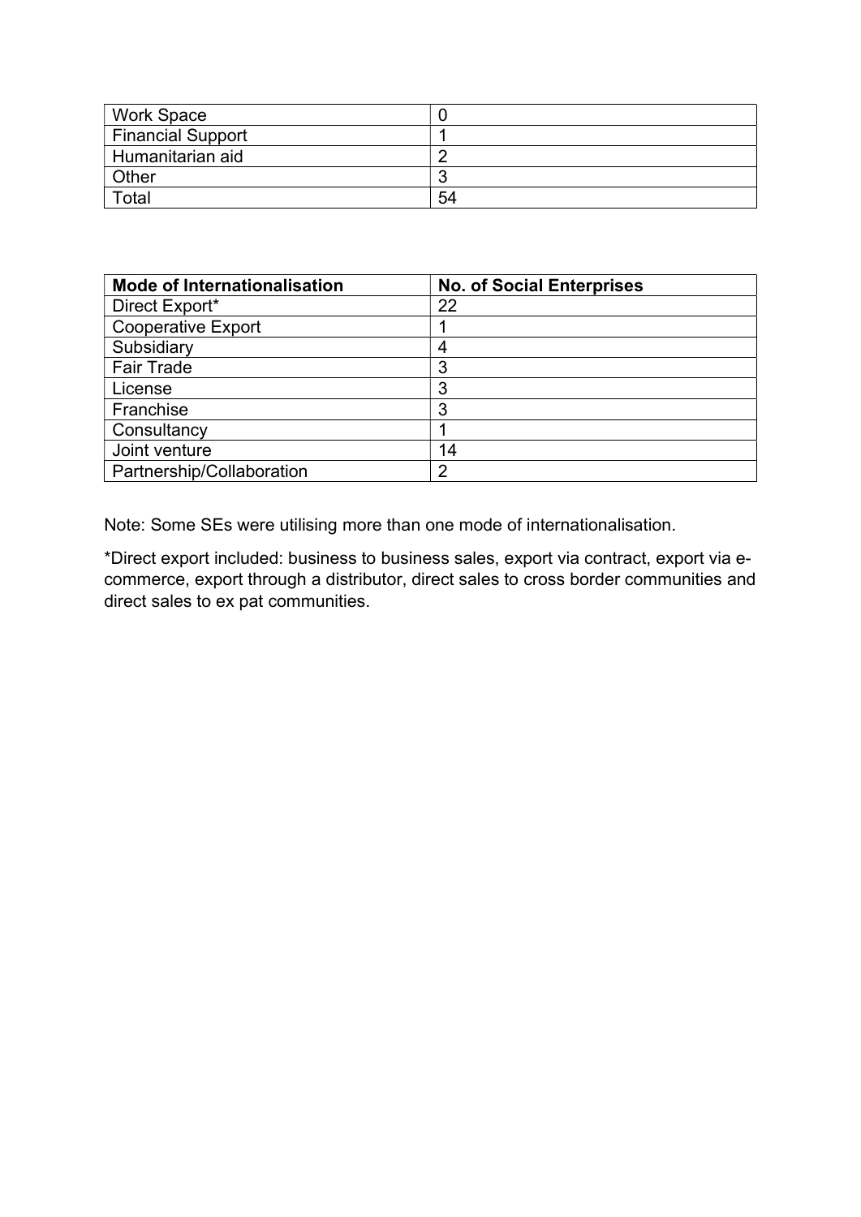| | |
|---|---|
| Work Space | 0 |
| Financial Support | 1 |
| Humanitarian aid | 2 |
| Other | 3 |
| Total | 54 |

| Mode of Internationalisation | No. of Social Enterprises |
|---|---|
| Direct Export* | 22 |
| Cooperative Export | 1 |
| Subsidiary | 4 |
| Fair Trade | 3 |
| License | 3 |
| Franchise | 3 |
| Consultancy | 1 |
| Joint venture | 14 |
| Partnership/Collaboration | 2 |

Note: Some SEs were utilising more than one mode of internationalisation.

*Direct export included: business to business sales, export via contract, export via e-commerce, export through a distributor, direct sales to cross border communities and direct sales to ex pat communities.